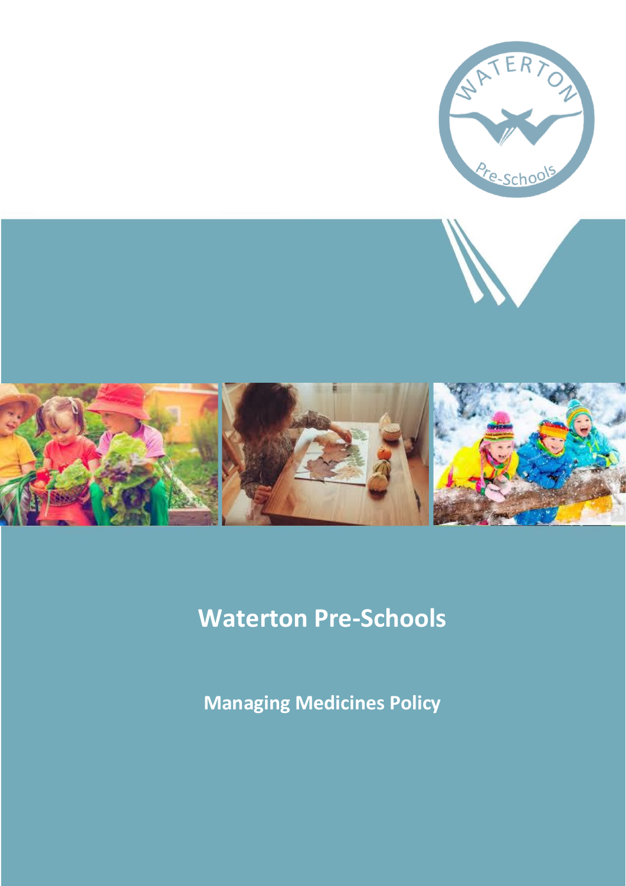# Waterton Pre-Schools

## Managing Medicines Policy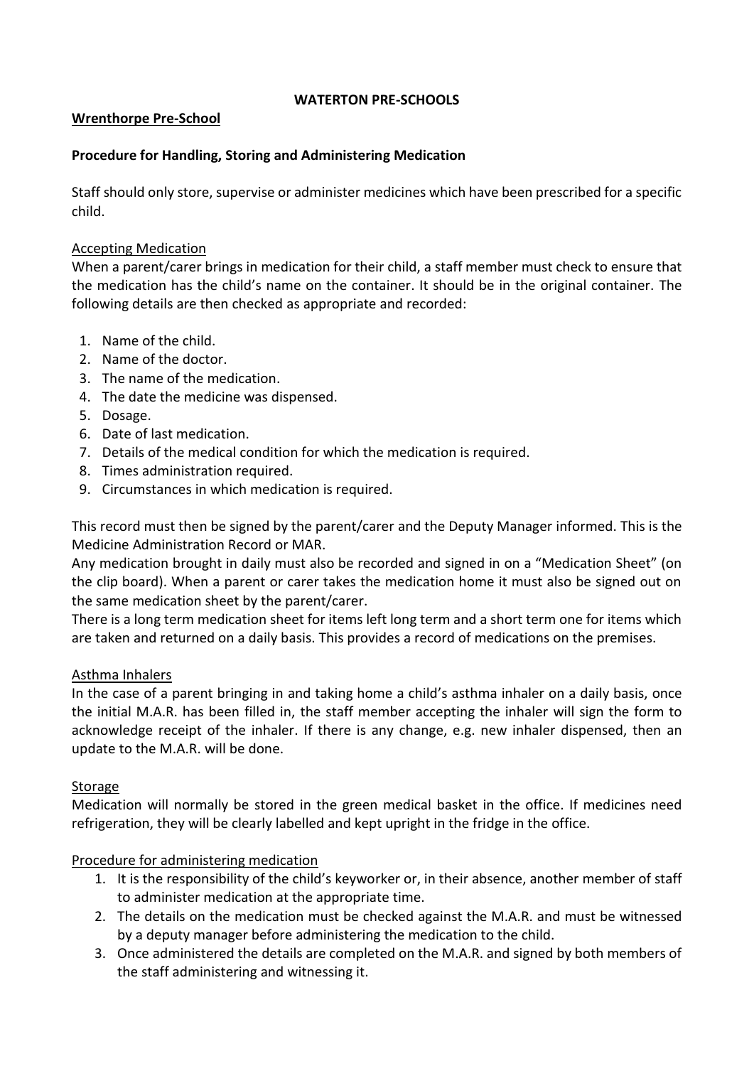**WATERTON PRE-SCHOOLS**

**Wrenthorpe Pre-School**

**Procedure for Handling, Storing and Administering Medication**

Staff should only store, supervise or administer medicines which have been prescribed for a specific child.

Accepting Medication

When a parent/carer brings in medication for their child, a staff member must check to ensure that the medication has the child's name on the container. It should be in the original container. The following details are then checked as appropriate and recorded:

1. Name of the child.
2. Name of the doctor.
3. The name of the medication.
4. The date the medicine was dispensed.
5. Dosage.
6. Date of last medication.
7. Details of the medical condition for which the medication is required.
8. Times administration required.
9. Circumstances in which medication is required.

This record must then be signed by the parent/carer and the Deputy Manager informed. This is the Medicine Administration Record or MAR.

Any medication brought in daily must also be recorded and signed in on a "Medication Sheet" (on the clip board). When a parent or carer takes the medication home it must also be signed out on the same medication sheet by the parent/carer.

There is a long term medication sheet for items left long term and a short term one for items which are taken and returned on a daily basis. This provides a record of medications on the premises.

Asthma Inhalers

In the case of a parent bringing in and taking home a child's asthma inhaler on a daily basis, once the initial M.A.R. has been filled in, the staff member accepting the inhaler will sign the form to acknowledge receipt of the inhaler. If there is any change, e.g. new inhaler dispensed, then an update to the M.A.R. will be done.

Storage

Medication will normally be stored in the green medical basket in the office. If medicines need refrigeration, they will be clearly labelled and kept upright in the fridge in the office.

Procedure for administering medication

1. It is the responsibility of the child's keyworker or, in their absence, another member of staff to administer medication at the appropriate time.
2. The details on the medication must be checked against the M.A.R. and must be witnessed by a deputy manager before administering the medication to the child.
3. Once administered the details are completed on the M.A.R. and signed by both members of the staff administering and witnessing it.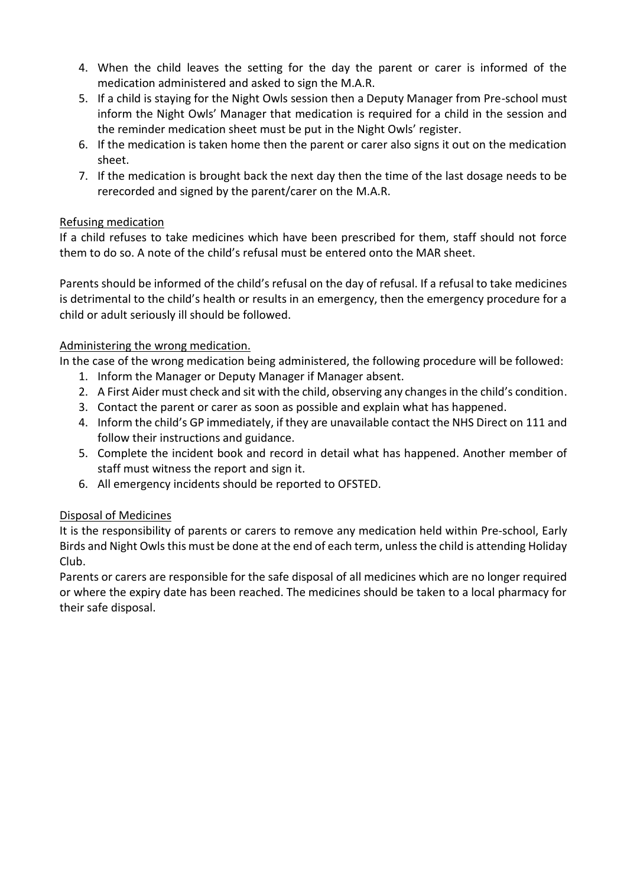4. When the child leaves the setting for the day the parent or carer is informed of the medication administered and asked to sign the M.A.R.
5. If a child is staying for the Night Owls session then a Deputy Manager from Pre-school must inform the Night Owls' Manager that medication is required for a child in the session and the reminder medication sheet must be put in the Night Owls' register.
6. If the medication is taken home then the parent or carer also signs it out on the medication sheet.
7. If the medication is brought back the next day then the time of the last dosage needs to be rerecorded and signed by the parent/carer on the M.A.R.

<u>Refusing medication</u>

If a child refuses to take medicines which have been prescribed for them, staff should not force them to do so. A note of the child's refusal must be entered onto the MAR sheet.

Parents should be informed of the child's refusal on the day of refusal. If a refusal to take medicines is detrimental to the child's health or results in an emergency, then the emergency procedure for a child or adult seriously ill should be followed.

<u>Administering the wrong medication.</u>

In the case of the wrong medication being administered, the following procedure will be followed:

1. Inform the Manager or Deputy Manager if Manager absent.
2. A First Aider must check and sit with the child, observing any changes in the child's condition.
3. Contact the parent or carer as soon as possible and explain what has happened.
4. Inform the child's GP immediately, if they are unavailable contact the NHS Direct on 111 and follow their instructions and guidance.
5. Complete the incident book and record in detail what has happened. Another member of staff must witness the report and sign it.
6. All emergency incidents should be reported to OFSTED.

<u>Disposal of Medicines</u>

It is the responsibility of parents or carers to remove any medication held within Pre-school, Early Birds and Night Owls this must be done at the end of each term, unless the child is attending Holiday Club.

Parents or carers are responsible for the safe disposal of all medicines which are no longer required or where the expiry date has been reached. The medicines should be taken to a local pharmacy for their safe disposal.